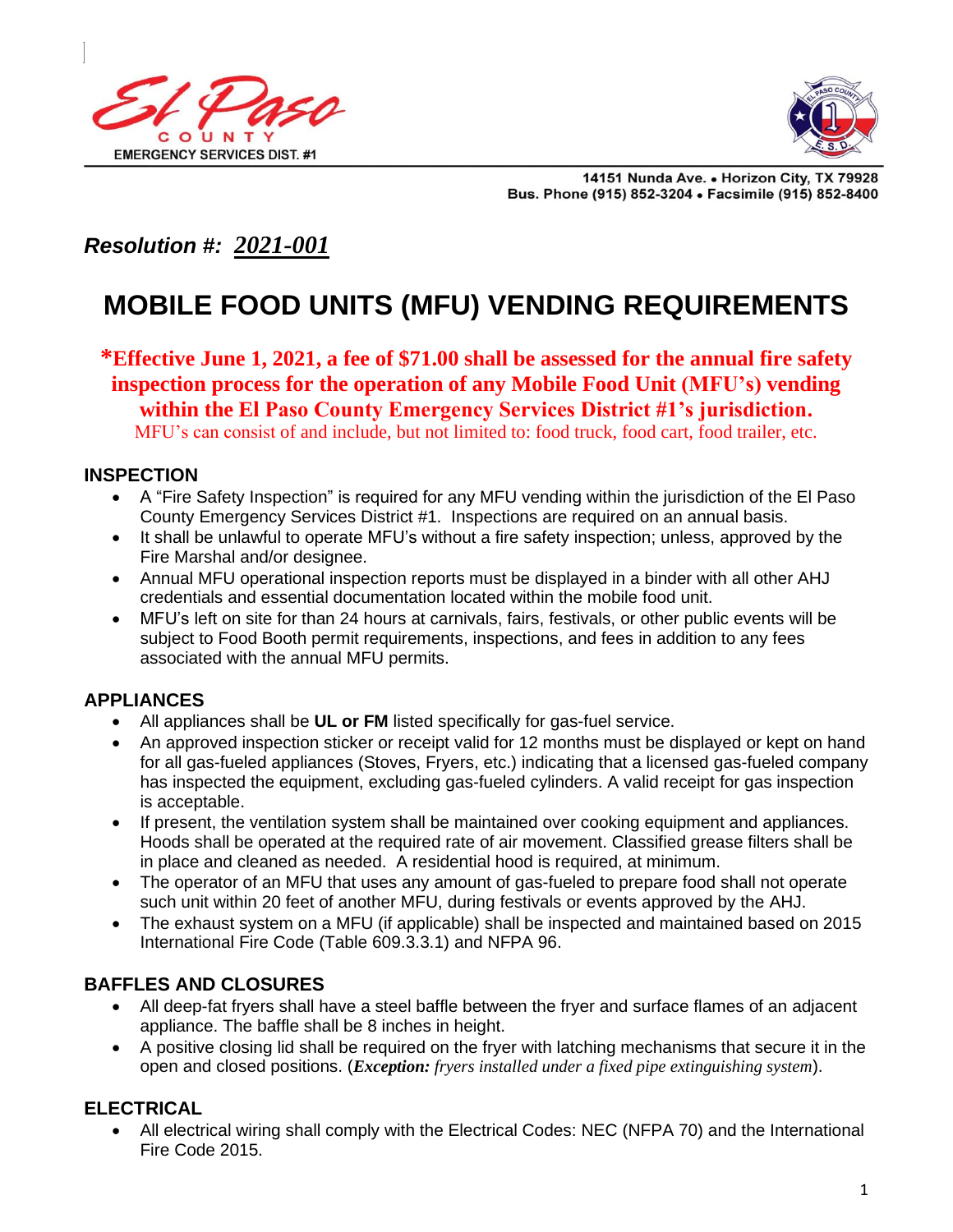El Paso COUNTY EMERGENCY SERVICES DIST. #1

14151 Nunda Ave. • Horizon City, TX 79928
Bus. Phone (915) 852-3204 • Facsimile (915) 852-8400

***Resolution #:*** ***2021-001***

# MOBILE FOOD UNITS (MFU) VENDING REQUIREMENTS

**\*Effective June 1, 2021, a fee of $71.00 shall be assessed for the annual fire safety inspection process for the operation of any Mobile Food Unit (MFU's) vending within the El Paso County Emergency Services District #1's jurisdiction.**

MFU's can consist of and include, but not limited to: food truck, food cart, food trailer, etc.

## INSPECTION

- A "Fire Safety Inspection" is required for any MFU vending within the jurisdiction of the El Paso County Emergency Services District #1. Inspections are required on an annual basis.
- It shall be unlawful to operate MFU's without a fire safety inspection; unless, approved by the Fire Marshal and/or designee.
- Annual MFU operational inspection reports must be displayed in a binder with all other AHJ credentials and essential documentation located within the mobile food unit.
- MFU's left on site for than 24 hours at carnivals, fairs, festivals, or other public events will be subject to Food Booth permit requirements, inspections, and fees in addition to any fees associated with the annual MFU permits.

## APPLIANCES

- All appliances shall be **UL or FM** listed specifically for gas-fuel service.
- An approved inspection sticker or receipt valid for 12 months must be displayed or kept on hand for all gas-fueled appliances (Stoves, Fryers, etc.) indicating that a licensed gas-fueled company has inspected the equipment, excluding gas-fueled cylinders. A valid receipt for gas inspection is acceptable.
- If present, the ventilation system shall be maintained over cooking equipment and appliances. Hoods shall be operated at the required rate of air movement. Classified grease filters shall be in place and cleaned as needed. A residential hood is required, at minimum.
- The operator of an MFU that uses any amount of gas-fueled to prepare food shall not operate such unit within 20 feet of another MFU, during festivals or events approved by the AHJ.
- The exhaust system on a MFU (if applicable) shall be inspected and maintained based on 2015 International Fire Code (Table 609.3.3.1) and NFPA 96.

## BAFFLES AND CLOSURES

- All deep-fat fryers shall have a steel baffle between the fryer and surface flames of an adjacent appliance. The baffle shall be 8 inches in height.
- A positive closing lid shall be required on the fryer with latching mechanisms that secure it in the open and closed positions. (***Exception:*** *fryers installed under a fixed pipe extinguishing system*).

## ELECTRICAL

- All electrical wiring shall comply with the Electrical Codes: NEC (NFPA 70) and the International Fire Code 2015.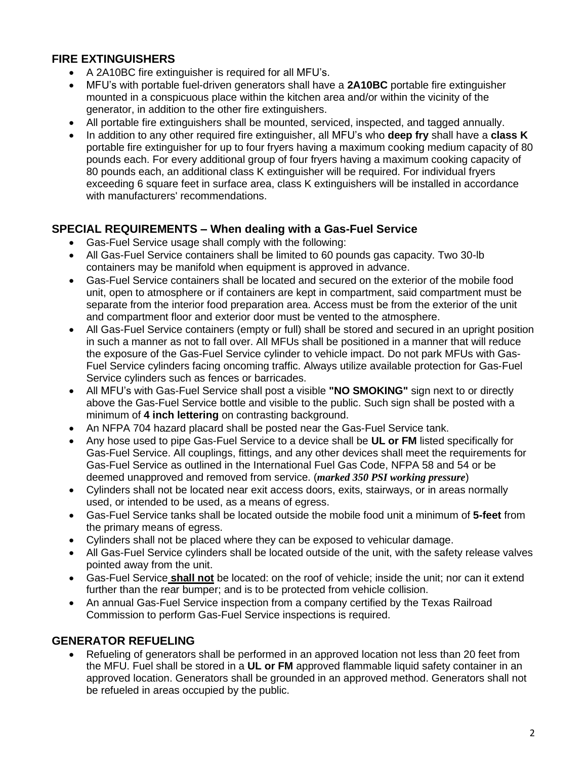## FIRE EXTINGUISHERS

- A 2A10BC fire extinguisher is required for all MFU's.
- MFU's with portable fuel-driven generators shall have a **2A10BC** portable fire extinguisher mounted in a conspicuous place within the kitchen area and/or within the vicinity of the generator, in addition to the other fire extinguishers.
- All portable fire extinguishers shall be mounted, serviced, inspected, and tagged annually.
- In addition to any other required fire extinguisher, all MFU's who **deep fry** shall have a **class K** portable fire extinguisher for up to four fryers having a maximum cooking medium capacity of 80 pounds each. For every additional group of four fryers having a maximum cooking capacity of 80 pounds each, an additional class K extinguisher will be required. For individual fryers exceeding 6 square feet in surface area, class K extinguishers will be installed in accordance with manufacturers' recommendations.

## SPECIAL REQUIREMENTS – When dealing with a Gas-Fuel Service

- Gas-Fuel Service usage shall comply with the following:
- All Gas-Fuel Service containers shall be limited to 60 pounds gas capacity. Two 30-lb containers may be manifold when equipment is approved in advance.
- Gas-Fuel Service containers shall be located and secured on the exterior of the mobile food unit, open to atmosphere or if containers are kept in compartment, said compartment must be separate from the interior food preparation area. Access must be from the exterior of the unit and compartment floor and exterior door must be vented to the atmosphere.
- All Gas-Fuel Service containers (empty or full) shall be stored and secured in an upright position in such a manner as not to fall over. All MFUs shall be positioned in a manner that will reduce the exposure of the Gas-Fuel Service cylinder to vehicle impact. Do not park MFUs with Gas-Fuel Service cylinders facing oncoming traffic. Always utilize available protection for Gas-Fuel Service cylinders such as fences or barricades.
- All MFU's with Gas-Fuel Service shall post a visible **"NO SMOKING"** sign next to or directly above the Gas-Fuel Service bottle and visible to the public. Such sign shall be posted with a minimum of **4 inch lettering** on contrasting background.
- An NFPA 704 hazard placard shall be posted near the Gas-Fuel Service tank.
- Any hose used to pipe Gas-Fuel Service to a device shall be **UL or FM** listed specifically for Gas-Fuel Service. All couplings, fittings, and any other devices shall meet the requirements for Gas-Fuel Service as outlined in the International Fuel Gas Code, NFPA 58 and 54 or be deemed unapproved and removed from service. (***marked 350 PSI working pressure***)
- Cylinders shall not be located near exit access doors, exits, stairways, or in areas normally used, or intended to be used, as a means of egress.
- Gas-Fuel Service tanks shall be located outside the mobile food unit a minimum of **5-feet** from the primary means of egress.
- Cylinders shall not be placed where they can be exposed to vehicular damage.
- All Gas-Fuel Service cylinders shall be located outside of the unit, with the safety release valves pointed away from the unit.
- Gas-Fuel Service **shall not** be located: on the roof of vehicle; inside the unit; nor can it extend further than the rear bumper; and is to be protected from vehicle collision.
- An annual Gas-Fuel Service inspection from a company certified by the Texas Railroad Commission to perform Gas-Fuel Service inspections is required.

## GENERATOR REFUELING

- Refueling of generators shall be performed in an approved location not less than 20 feet from the MFU. Fuel shall be stored in a **UL or FM** approved flammable liquid safety container in an approved location. Generators shall be grounded in an approved method. Generators shall not be refueled in areas occupied by the public.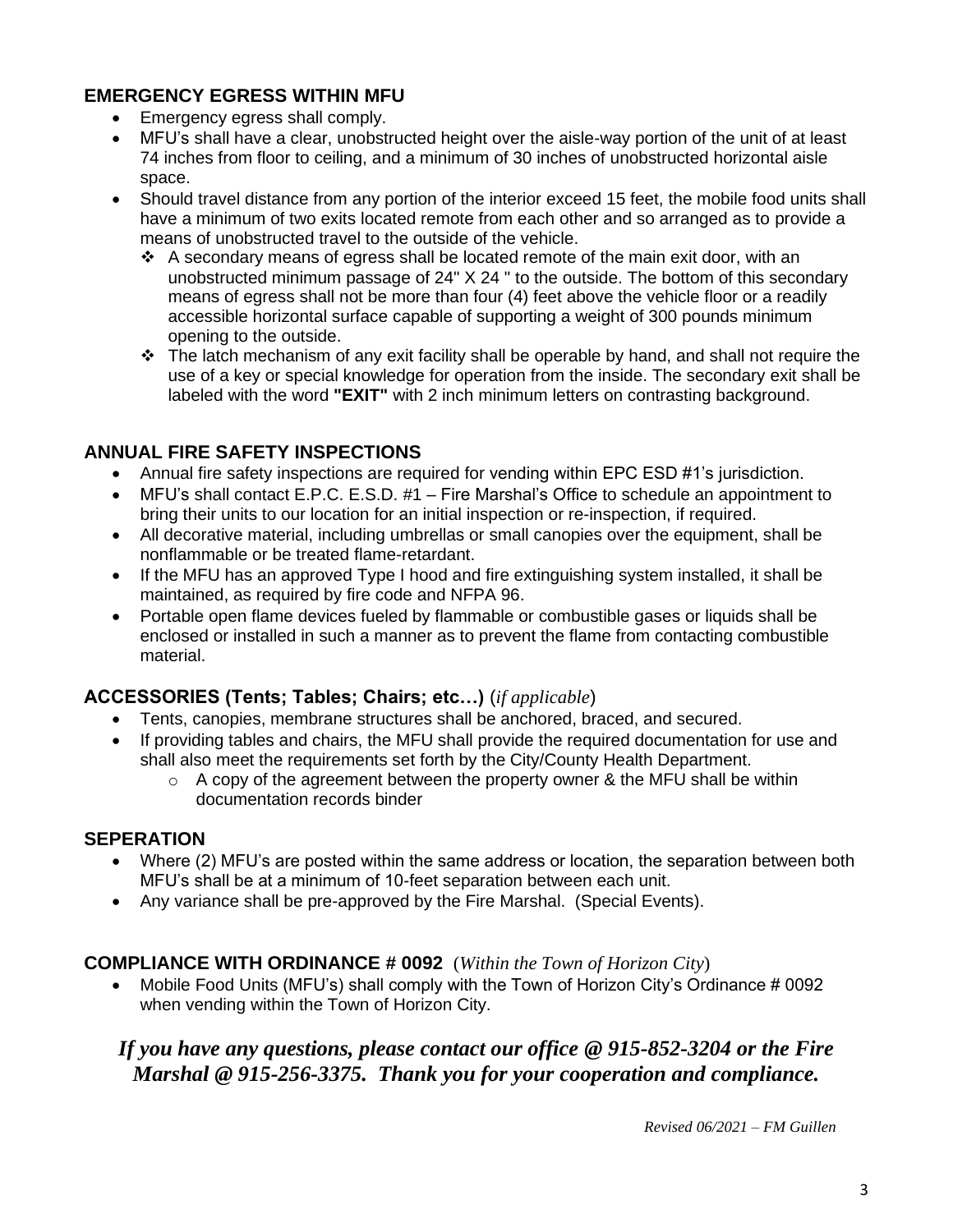## EMERGENCY EGRESS WITHIN MFU

- Emergency egress shall comply.
- MFU's shall have a clear, unobstructed height over the aisle-way portion of the unit of at least 74 inches from floor to ceiling, and a minimum of 30 inches of unobstructed horizontal aisle space.
- Should travel distance from any portion of the interior exceed 15 feet, the mobile food units shall have a minimum of two exits located remote from each other and so arranged as to provide a means of unobstructed travel to the outside of the vehicle.
  - A secondary means of egress shall be located remote of the main exit door, with an unobstructed minimum passage of 24" X 24 " to the outside. The bottom of this secondary means of egress shall not be more than four (4) feet above the vehicle floor or a readily accessible horizontal surface capable of supporting a weight of 300 pounds minimum opening to the outside.
  - The latch mechanism of any exit facility shall be operable by hand, and shall not require the use of a key or special knowledge for operation from the inside. The secondary exit shall be labeled with the word **"EXIT"** with 2 inch minimum letters on contrasting background.

## ANNUAL FIRE SAFETY INSPECTIONS

- Annual fire safety inspections are required for vending within EPC ESD #1's jurisdiction.
- MFU's shall contact E.P.C. E.S.D. #1 – Fire Marshal's Office to schedule an appointment to bring their units to our location for an initial inspection or re-inspection, if required.
- All decorative material, including umbrellas or small canopies over the equipment, shall be nonflammable or be treated flame-retardant.
- If the MFU has an approved Type I hood and fire extinguishing system installed, it shall be maintained, as required by fire code and NFPA 96.
- Portable open flame devices fueled by flammable or combustible gases or liquids shall be enclosed or installed in such a manner as to prevent the flame from contacting combustible material.

## ACCESSORIES (Tents; Tables; Chairs; etc…) (*if applicable*)

- Tents, canopies, membrane structures shall be anchored, braced, and secured.
- If providing tables and chairs, the MFU shall provide the required documentation for use and shall also meet the requirements set forth by the City/County Health Department.
  - A copy of the agreement between the property owner & the MFU shall be within documentation records binder

## SEPERATION

- Where (2) MFU's are posted within the same address or location, the separation between both MFU's shall be at a minimum of 10-feet separation between each unit.
- Any variance shall be pre-approved by the Fire Marshal. (Special Events).

## COMPLIANCE WITH ORDINANCE # 0092 (*Within the Town of Horizon City*)

- Mobile Food Units (MFU's) shall comply with the Town of Horizon City's Ordinance # 0092 when vending within the Town of Horizon City.

***If you have any questions, please contact our office @ 915-852-3204 or the Fire Marshal @ 915-256-3375. Thank you for your cooperation and compliance.***

*Revised 06/2021 – FM Guillen*